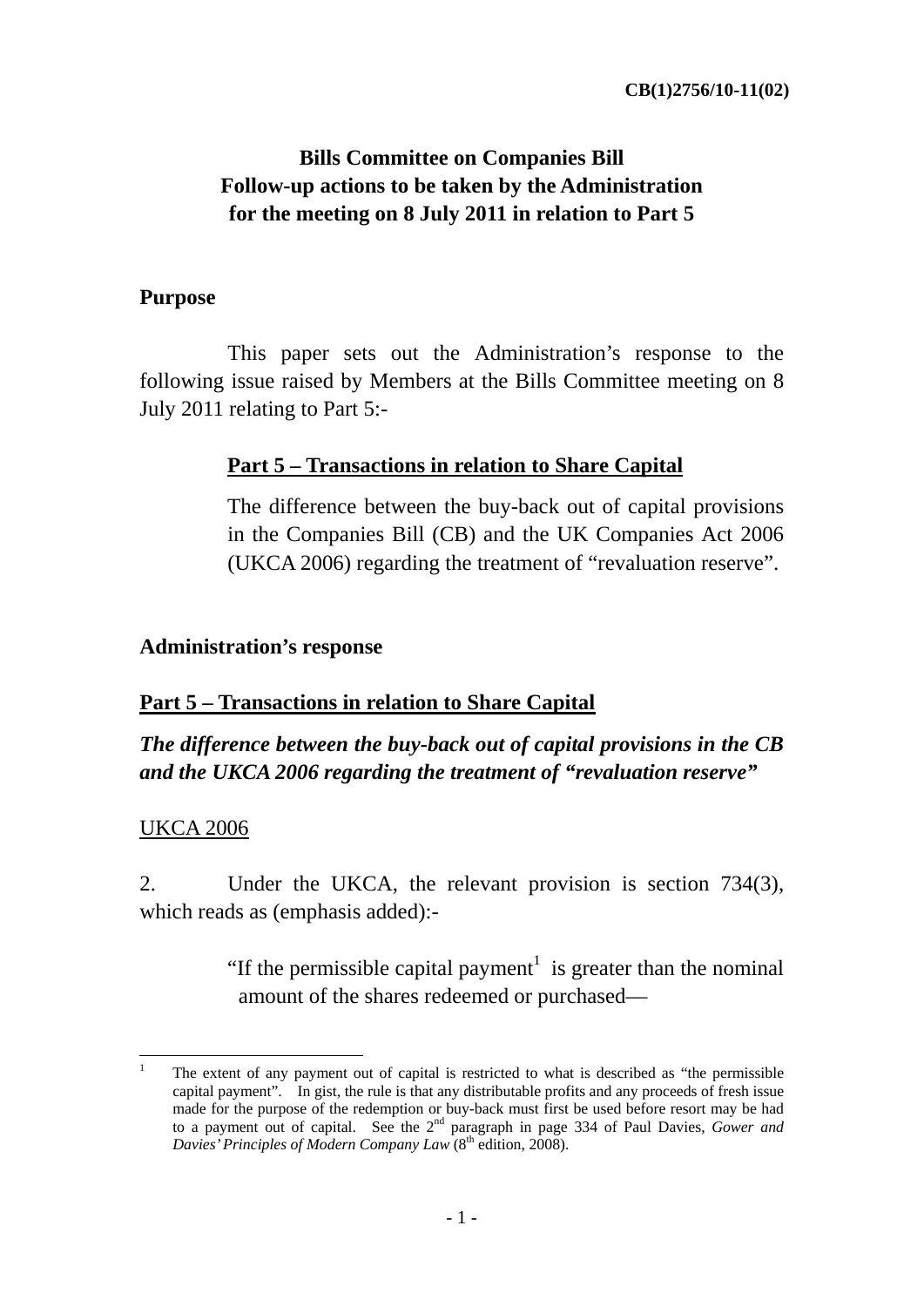CB(1)2756/10-11(02)

# Bills Committee on Companies Bill
# Follow-up actions to be taken by the Administration for the meeting on 8 July 2011 in relation to Part 5

## Purpose

This paper sets out the Administration's response to the following issue raised by Members at the Bills Committee meeting on 8 July 2011 relating to Part 5:-

> **<u>Part 5 – Transactions in relation to Share Capital</u>**
>
> The difference between the buy-back out of capital provisions in the Companies Bill (CB) and the UK Companies Act 2006 (UKCA 2006) regarding the treatment of "revaluation reserve".

## Administration's response

### <u>Part 5 – Transactions in relation to Share Capital</u>

***The difference between the buy-back out of capital provisions in the CB and the UKCA 2006 regarding the treatment of "revaluation reserve"***

<u>UKCA 2006</u>

2. Under the UKCA, the relevant provision is section 734(3), which reads as (emphasis added):-

> "If the permissible capital payment[1] is greater than the nominal amount of the shares redeemed or purchased—

---

[1] The extent of any payment out of capital is restricted to what is described as "the permissible capital payment". In gist, the rule is that any distributable profits and any proceeds of fresh issue made for the purpose of the redemption or buy-back must first be used before resort may be had to a payment out of capital. See the 2nd paragraph in page 334 of Paul Davies, *Gower and Davies' Principles of Modern Company Law* (8th edition, 2008).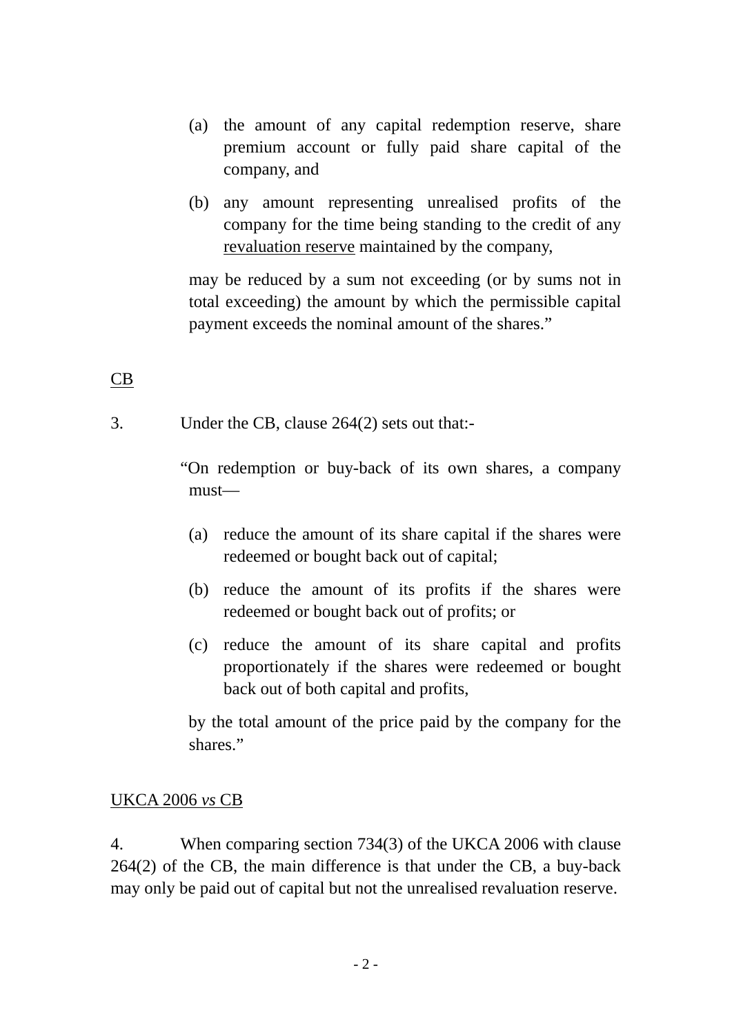(a) the amount of any capital redemption reserve, share premium account or fully paid share capital of the company, and

(b) any amount representing unrealised profits of the company for the time being standing to the credit of any revaluation reserve maintained by the company,

may be reduced by a sum not exceeding (or by sums not in total exceeding) the amount by which the permissible capital payment exceeds the nominal amount of the shares."

CB

3. Under the CB, clause 264(2) sets out that:-

"On redemption or buy-back of its own shares, a company must—

(a) reduce the amount of its share capital if the shares were redeemed or bought back out of capital;

(b) reduce the amount of its profits if the shares were redeemed or bought back out of profits; or

(c) reduce the amount of its share capital and profits proportionately if the shares were redeemed or bought back out of both capital and profits,

by the total amount of the price paid by the company for the shares."

UKCA 2006 *vs* CB

4. When comparing section 734(3) of the UKCA 2006 with clause 264(2) of the CB, the main difference is that under the CB, a buy-back may only be paid out of capital but not the unrealised revaluation reserve.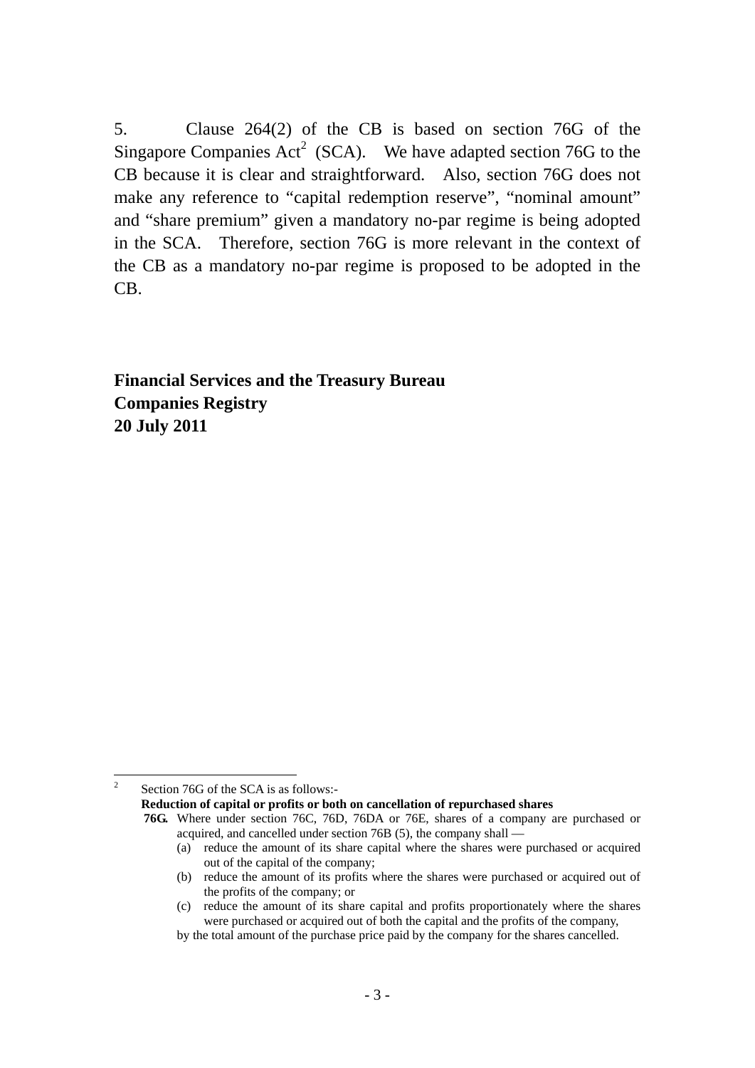5. Clause 264(2) of the CB is based on section 76G of the Singapore Companies Act[2] (SCA). We have adapted section 76G to the CB because it is clear and straightforward. Also, section 76G does not make any reference to "capital redemption reserve", "nominal amount" and "share premium" given a mandatory no-par regime is being adopted in the SCA. Therefore, section 76G is more relevant in the context of the CB as a mandatory no-par regime is proposed to be adopted in the CB.

**Financial Services and the Treasury Bureau**
**Companies Registry**
**20 July 2011**

---

[2] Section 76G of the SCA is as follows:-

**Reduction of capital or profits or both on cancellation of repurchased shares**

**76G.** Where under section 76C, 76D, 76DA or 76E, shares of a company are purchased or acquired, and cancelled under section 76B (5), the company shall —

(a) reduce the amount of its share capital where the shares were purchased or acquired out of the capital of the company;

(b) reduce the amount of its profits where the shares were purchased or acquired out of the profits of the company; or

(c) reduce the amount of its share capital and profits proportionately where the shares were purchased or acquired out of both the capital and the profits of the company,

by the total amount of the purchase price paid by the company for the shares cancelled.